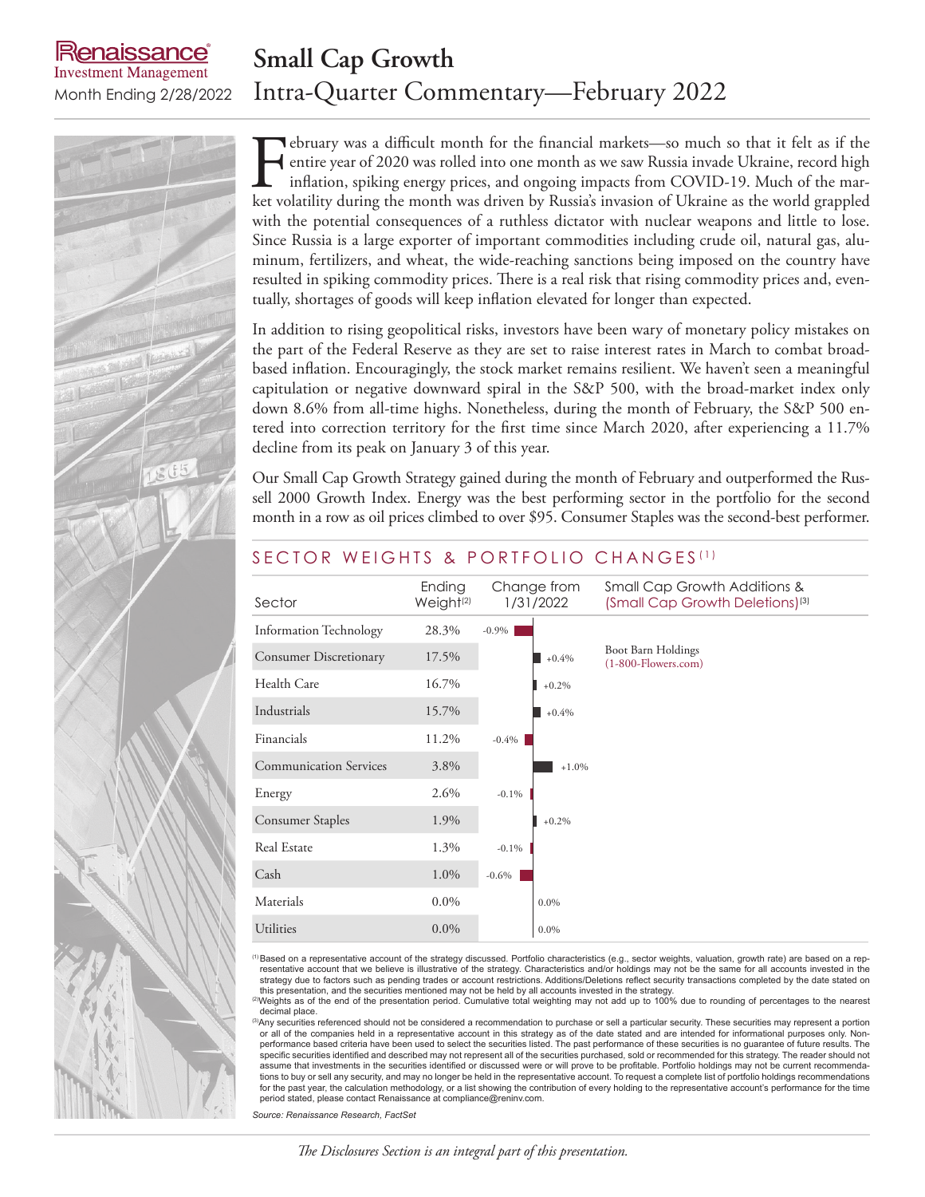Renaissance Investment Management

Month Ending 2/28/2022

# Small Cap Growth

## Intra-Quarter Commentary—February 2022

February was a difficult month for the financial markets—so much so that it felt as if the entire year of 2020 was rolled into one month as we saw Russia invade Ukraine, record high inflation, spiking energy prices, and ongoing impacts from COVID-19. Much of the market volatility during the month was driven by Russia's invasion of Ukraine as the world grappled with the potential consequences of a ruthless dictator with nuclear weapons and little to lose. Since Russia is a large exporter of important commodities including crude oil, natural gas, aluminum, fertilizers, and wheat, the wide-reaching sanctions being imposed on the country have resulted in spiking commodity prices. There is a real risk that rising commodity prices and, eventually, shortages of goods will keep inflation elevated for longer than expected.

In addition to rising geopolitical risks, investors have been wary of monetary policy mistakes on the part of the Federal Reserve as they are set to raise interest rates in March to combat broad-based inflation. Encouragingly, the stock market remains resilient. We haven't seen a meaningful capitulation or negative downward spiral in the S&P 500, with the broad-market index only down 8.6% from all-time highs. Nonetheless, during the month of February, the S&P 500 entered into correction territory for the first time since March 2020, after experiencing a 11.7% decline from its peak on January 3 of this year.

Our Small Cap Growth Strategy gained during the month of February and outperformed the Russell 2000 Growth Index. Energy was the best performing sector in the portfolio for the second month in a row as oil prices climbed to over $95. Consumer Staples was the second-best performer.

### SECTOR WEIGHTS & PORTFOLIO CHANGES[1]

| Sector | Ending Weight[2] | Change from 1/31/2022 | Small Cap Growth Additions & (Small Cap Growth Deletions)[3] |
|---|---|---|---|
| Information Technology | 28.3% | -0.9% | |
| Consumer Discretionary | 17.5% | +0.4% | Boot Barn Holdings (1-800-Flowers.com) |
| Health Care | 16.7% | +0.2% | |
| Industrials | 15.7% | +0.4% | |
| Financials | 11.2% | -0.4% | |
| Communication Services | 3.8% | +1.0% | |
| Energy | 2.6% | -0.1% | |
| Consumer Staples | 1.9% | +0.2% | |
| Real Estate | 1.3% | -0.1% | |
| Cash | 1.0% | -0.6% | |
| Materials | 0.0% | 0.0% | |
| Utilities | 0.0% | 0.0% | |

[1] Based on a representative account of the strategy discussed. Portfolio characteristics (e.g., sector weights, valuation, growth rate) are based on a representative account that we believe is illustrative of the strategy. Characteristics and/or holdings may not be the same for all accounts invested in the strategy due to factors such as pending trades or account restrictions. Additions/Deletions reflect security transactions completed by the date stated on this presentation, and the securities mentioned may not be held by all accounts invested in the strategy.

[2] Weights as of the end of the presentation period. Cumulative total weighting may not add up to 100% due to rounding of percentages to the nearest decimal place.

[3] Any securities referenced should not be considered a recommendation to purchase or sell a particular security. These securities may represent a portion or all of the companies held in a representative account in this strategy as of the date stated and are intended for informational purposes only. Non-performance based criteria have been used to select the securities listed. The past performance of these securities is no guarantee of future results. The specific securities identified and described may not represent all of the securities purchased, sold or recommended for this strategy. The reader should not assume that investments in the securities identified or discussed were or will prove to be profitable. Portfolio holdings may not be current recommendations to buy or sell any security, and may no longer be held in the representative account. To request a complete list of portfolio holdings recommendations for the past year, the calculation methodology, or a list showing the contribution of every holding to the representative account's performance for the time period stated, please contact Renaissance at compliance@reninv.com.

*Source: Renaissance Research, FactSet*

*The Disclosures Section is an integral part of this presentation.*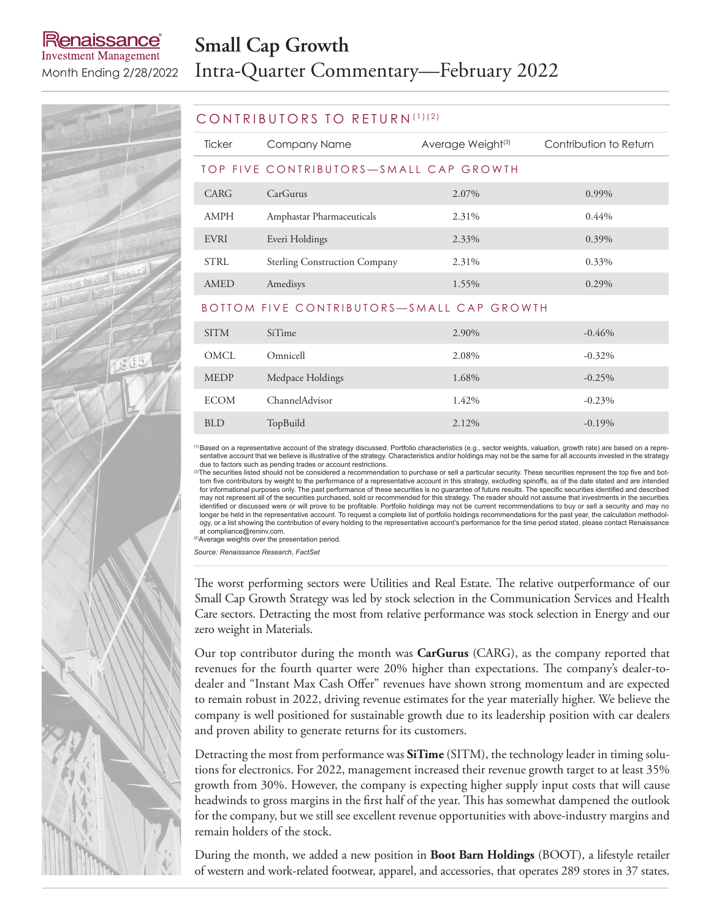# Small Cap Growth

Renaissance Investment Management

Month Ending 2/28/2022

Intra-Quarter Commentary—February 2022

## CONTRIBUTORS TO RETURN[1][2]

| Ticker | Company Name | Average Weight[3] | Contribution to Return |
|---|---|---|---|
| **TOP FIVE CONTRIBUTORS—SMALL CAP GROWTH** | | | |
| CARG | CarGurus | 2.07% | 0.99% |
| AMPH | Amphastar Pharmaceuticals | 2.31% | 0.44% |
| EVRI | Everi Holdings | 2.33% | 0.39% |
| STRL | Sterling Construction Company | 2.31% | 0.33% |
| AMED | Amedisys | 1.55% | 0.29% |
| **BOTTOM FIVE CONTRIBUTORS—SMALL CAP GROWTH** | | | |
| SITM | SiTime | 2.90% | -0.46% |
| OMCL | Omnicell | 2.08% | -0.32% |
| MEDP | Medpace Holdings | 1.68% | -0.25% |
| ECOM | ChannelAdvisor | 1.42% | -0.23% |
| BLD | TopBuild | 2.12% | -0.19% |

[1] Based on a representative account of the strategy discussed. Portfolio characteristics (e.g., sector weights, valuation, growth rate) are based on a representative account that we believe is illustrative of the strategy. Characteristics and/or holdings may not be the same for all accounts invested in the strategy due to factors such as pending trades or account restrictions.

[3] The securities listed should not be considered a recommendation to purchase or sell a particular security. These securities represent the top five and bottom five contributors by weight to the performance of a representative account in this strategy, excluding spinoffs, as of the date stated and are intended for informational purposes only. The past performance of these securities is no guarantee of future results. The specific securities identified and described may not represent all of the securities purchased, sold or recommended for this strategy. The reader should not assume that investments in the securities identified or discussed were or will prove to be profitable. Portfolio holdings may not be current recommendations to buy or sell a security and may no longer be held in the representative account. To request a complete list of portfolio holdings recommendations for the past year, the calculation methodology, or a list showing the contribution of every holding to the representative account's performance for the time period stated, please contact Renaissance at compliance@reninv.com.

[2] Average weights over the presentation period.

*Source: Renaissance Research, FactSet*

The worst performing sectors were Utilities and Real Estate. The relative outperformance of our Small Cap Growth Strategy was led by stock selection in the Communication Services and Health Care sectors. Detracting the most from relative performance was stock selection in Energy and our zero weight in Materials.

Our top contributor during the month was **CarGurus** (CARG), as the company reported that revenues for the fourth quarter were 20% higher than expectations. The company's dealer-to-dealer and "Instant Max Cash Offer" revenues have shown strong momentum and are expected to remain robust in 2022, driving revenue estimates for the year materially higher. We believe the company is well positioned for sustainable growth due to its leadership position with car dealers and proven ability to generate returns for its customers.

Detracting the most from performance was **SiTime** (SITM), the technology leader in timing solutions for electronics. For 2022, management increased their revenue growth target to at least 35% growth from 30%. However, the company is expecting higher supply input costs that will cause headwinds to gross margins in the first half of the year. This has somewhat dampened the outlook for the company, but we still see excellent revenue opportunities with above-industry margins and remain holders of the stock.

During the month, we added a new position in **Boot Barn Holdings** (BOOT), a lifestyle retailer of western and work-related footwear, apparel, and accessories, that operates 289 stores in 37 states.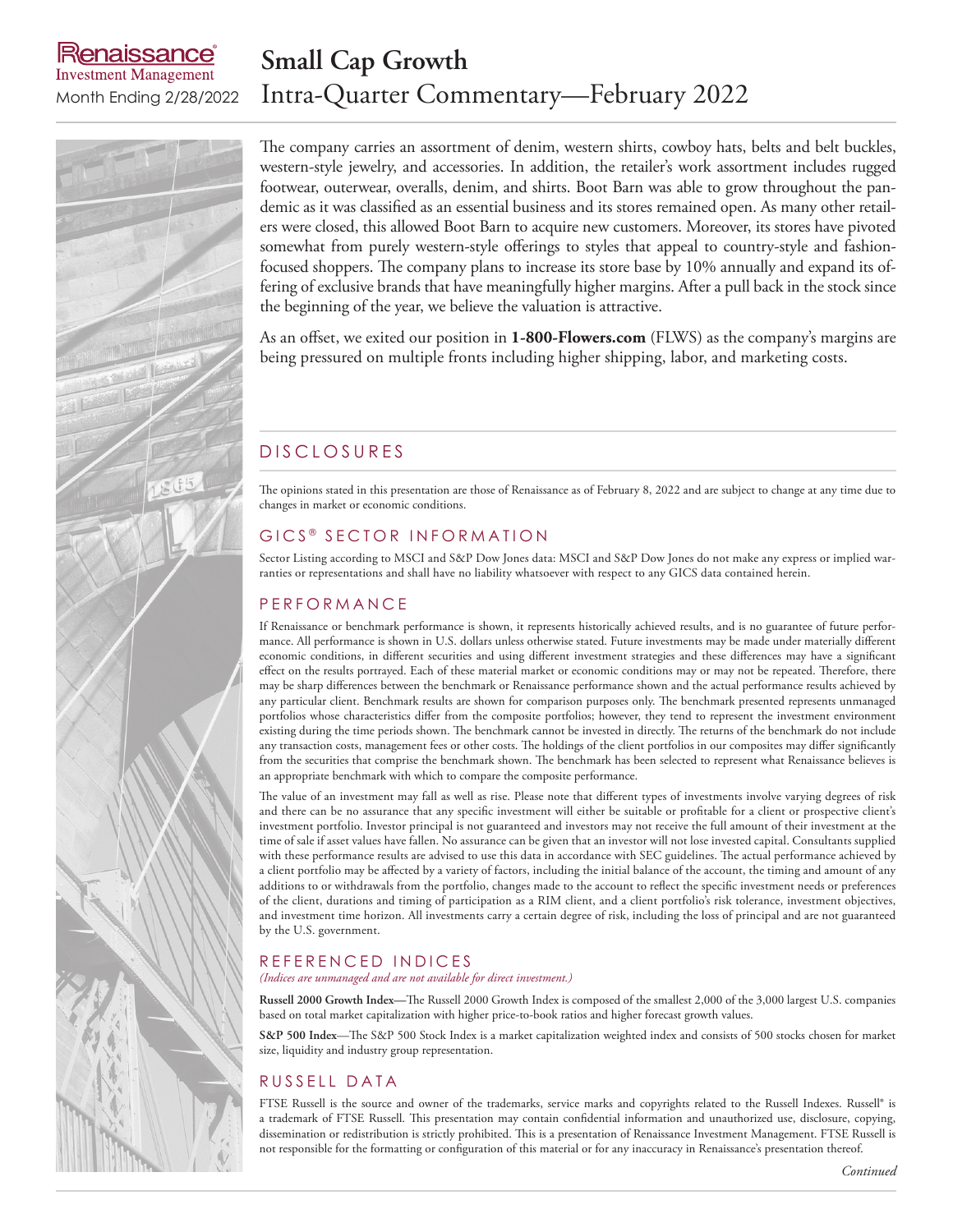The company carries an assortment of denim, western shirts, cowboy hats, belts and belt buckles, western-style jewelry, and accessories. In addition, the retailer's work assortment includes rugged footwear, outerwear, overalls, denim, and shirts. Boot Barn was able to grow throughout the pandemic as it was classified as an essential business and its stores remained open. As many other retailers were closed, this allowed Boot Barn to acquire new customers. Moreover, its stores have pivoted somewhat from purely western-style offerings to styles that appeal to country-style and fashion-focused shoppers. The company plans to increase its store base by 10% annually and expand its offering of exclusive brands that have meaningfully higher margins. After a pull back in the stock since the beginning of the year, we believe the valuation is attractive.

As an offset, we exited our position in **1-800-Flowers.com** (FLWS) as the company's margins are being pressured on multiple fronts including higher shipping, labor, and marketing costs.

## DISCLOSURES

The opinions stated in this presentation are those of Renaissance as of February 8, 2022 and are subject to change at any time due to changes in market or economic conditions.

## GICS® SECTOR INFORMATION

Sector Listing according to MSCI and S&P Dow Jones data: MSCI and S&P Dow Jones do not make any express or implied warranties or representations and shall have no liability whatsoever with respect to any GICS data contained herein.

## PERFORMANCE

If Renaissance or benchmark performance is shown, it represents historically achieved results, and is no guarantee of future performance. All performance is shown in U.S. dollars unless otherwise stated. Future investments may be made under materially different economic conditions, in different securities and using different investment strategies and these differences may have a significant effect on the results portrayed. Each of these material market or economic conditions may or may not be repeated. Therefore, there may be sharp differences between the benchmark or Renaissance performance shown and the actual performance results achieved by any particular client. Benchmark results are shown for comparison purposes only. The benchmark presented represents unmanaged portfolios whose characteristics differ from the composite portfolios; however, they tend to represent the investment environment existing during the time periods shown. The benchmark cannot be invested in directly. The returns of the benchmark do not include any transaction costs, management fees or other costs. The holdings of the client portfolios in our composites may differ significantly from the securities that comprise the benchmark shown. The benchmark has been selected to represent what Renaissance believes is an appropriate benchmark with which to compare the composite performance.

The value of an investment may fall as well as rise. Please note that different types of investments involve varying degrees of risk and there can be no assurance that any specific investment will either be suitable or profitable for a client or prospective client's investment portfolio. Investor principal is not guaranteed and investors may not receive the full amount of their investment at the time of sale if asset values have fallen. No assurance can be given that an investor will not lose invested capital. Consultants supplied with these performance results are advised to use this data in accordance with SEC guidelines. The actual performance achieved by a client portfolio may be affected by a variety of factors, including the initial balance of the account, the timing and amount of any additions to or withdrawals from the portfolio, changes made to the account to reflect the specific investment needs or preferences of the client, durations and timing of participation as a RIM client, and a client portfolio's risk tolerance, investment objectives, and investment time horizon. All investments carry a certain degree of risk, including the loss of principal and are not guaranteed by the U.S. government.

## REFERENCED INDICES

*(Indices are unmanaged and are not available for direct investment.)*

**Russell 2000 Growth Index**—The Russell 2000 Growth Index is composed of the smallest 2,000 of the 3,000 largest U.S. companies based on total market capitalization with higher price-to-book ratios and higher forecast growth values.

**S&P 500 Index**—The S&P 500 Stock Index is a market capitalization weighted index and consists of 500 stocks chosen for market size, liquidity and industry group representation.

## RUSSELL DATA

FTSE Russell is the source and owner of the trademarks, service marks and copyrights related to the Russell Indexes. Russell® is a trademark of FTSE Russell. This presentation may contain confidential information and unauthorized use, disclosure, copying, dissemination or redistribution is strictly prohibited. This is a presentation of Renaissance Investment Management. FTSE Russell is not responsible for the formatting or configuration of this material or for any inaccuracy in Renaissance's presentation thereof.

*Continued*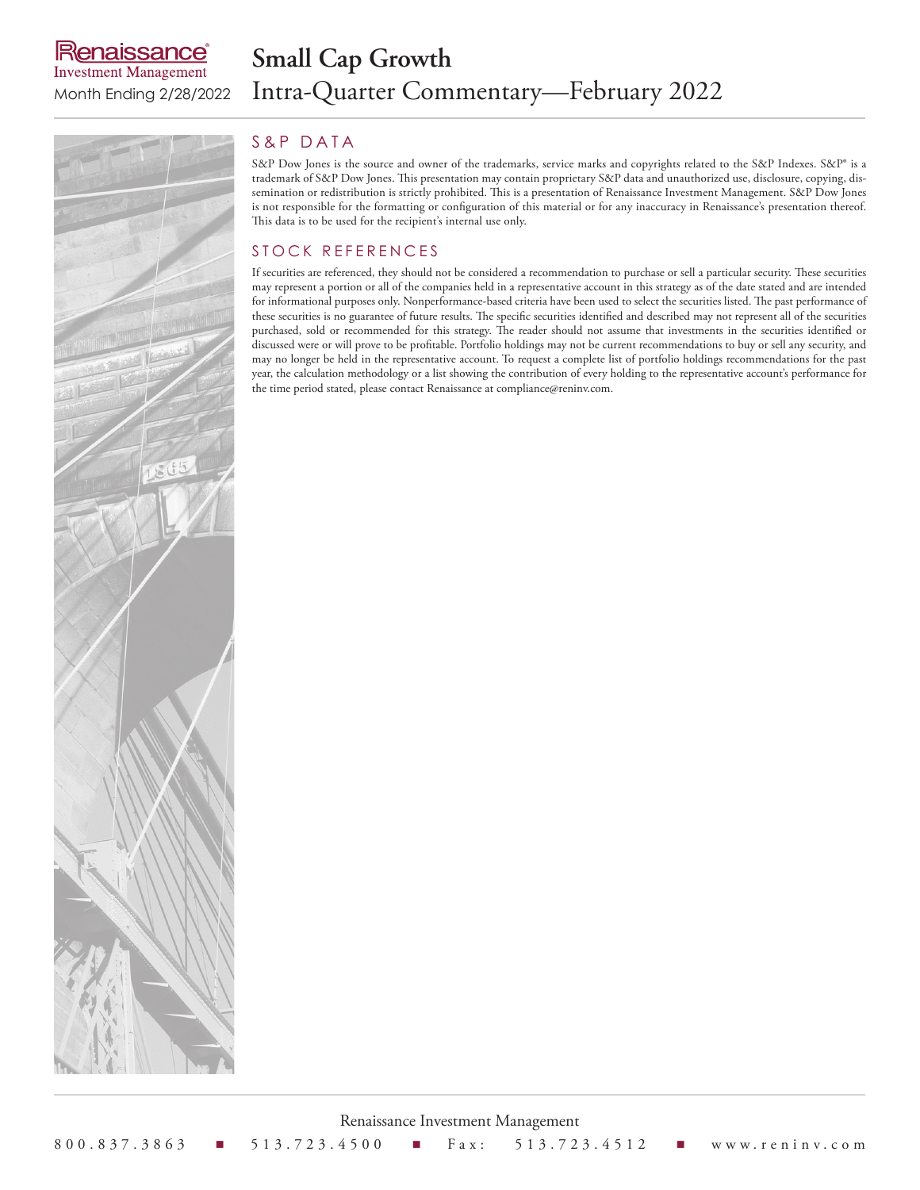# Small Cap Growth

Intra-Quarter Commentary—February 2022

Renaissance Investment Management

Month Ending 2/28/2022

## S&P DATA

S&P Dow Jones is the source and owner of the trademarks, service marks and copyrights related to the S&P Indexes. S&P® is a trademark of S&P Dow Jones. This presentation may contain proprietary S&P data and unauthorized use, disclosure, copying, dissemination or redistribution is strictly prohibited. This is a presentation of Renaissance Investment Management. S&P Dow Jones is not responsible for the formatting or configuration of this material or for any inaccuracy in Renaissance's presentation thereof. This data is to be used for the recipient's internal use only.

## STOCK REFERENCES

If securities are referenced, they should not be considered a recommendation to purchase or sell a particular security. These securities may represent a portion or all of the companies held in a representative account in this strategy as of the date stated and are intended for informational purposes only. Nonperformance-based criteria have been used to select the securities listed. The past performance of these securities is no guarantee of future results. The specific securities identified and described may not represent all of the securities purchased, sold or recommended for this strategy. The reader should not assume that investments in the securities identified or discussed were or will prove to be profitable. Portfolio holdings may not be current recommendations to buy or sell any security, and may no longer be held in the representative account. To request a complete list of portfolio holdings recommendations for the past year, the calculation methodology or a list showing the contribution of every holding to the representative account's performance for the time period stated, please contact Renaissance at compliance@reninv.com.

Renaissance Investment Management

800.837.3863 ■ 513.723.4500 ■ Fax: 513.723.4512 ■ www.reninv.com